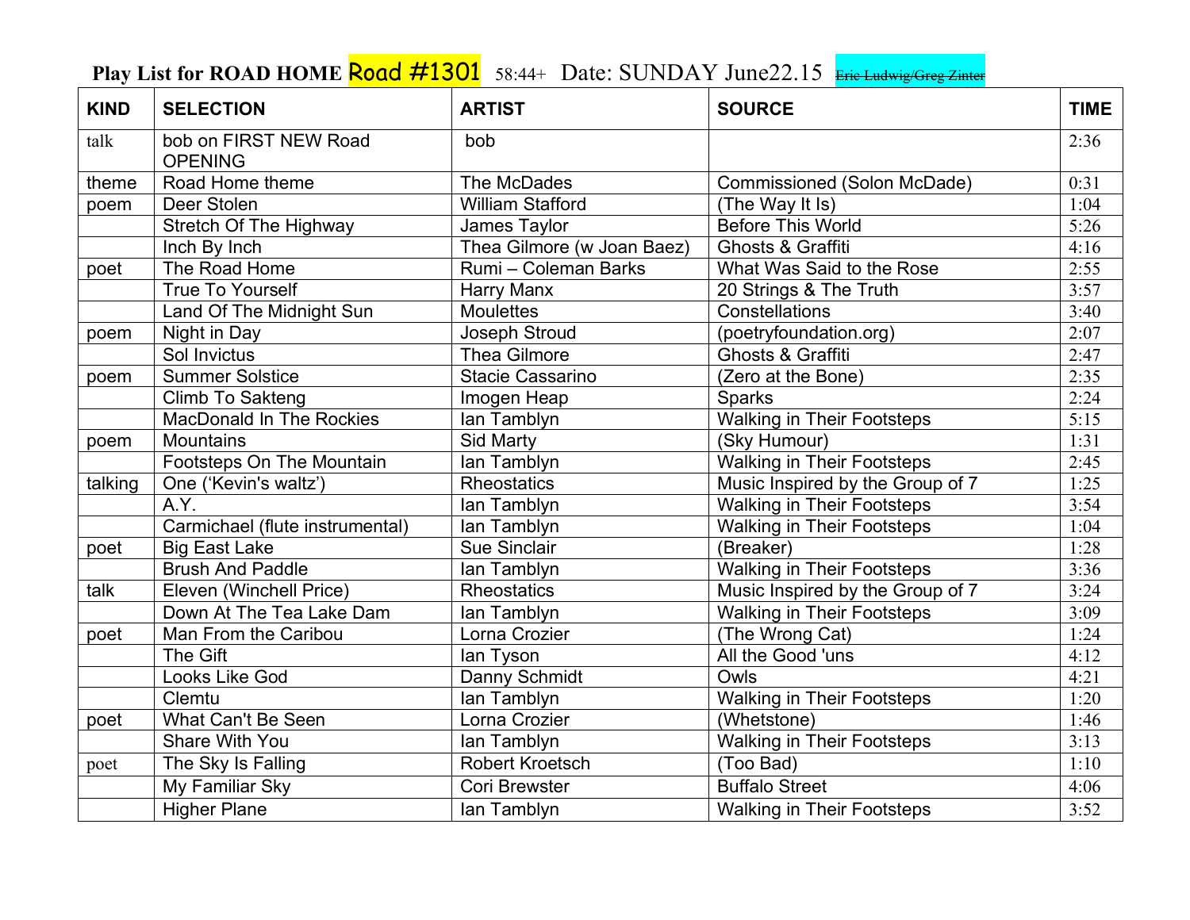**Play List for ROAD HOME Road #1301** 58:44+ Date: SUNDAY June22.15 ~~Eric Ludwig/Greg Zinter~~

| KIND | SELECTION | ARTIST | SOURCE | TIME |
|---|---|---|---|---|
| talk | bob on FIRST NEW Road OPENING | bob | | 2:36 |
| theme | Road Home theme | The McDades | Commissioned (Solon McDade) | 0:31 |
| poem | Deer Stolen | William Stafford | (The Way It Is) | 1:04 |
| | Stretch Of The Highway | James Taylor | Before This World | 5:26 |
| | Inch By Inch | Thea Gilmore (w Joan Baez) | Ghosts & Graffiti | 4:16 |
| poet | The Road Home | Rumi – Coleman Barks | What Was Said to the Rose | 2:55 |
| | True To Yourself | Harry Manx | 20 Strings & The Truth | 3:57 |
| | Land Of The Midnight Sun | Moulettes | Constellations | 3:40 |
| poem | Night in Day | Joseph Stroud | (poetryfoundation.org) | 2:07 |
| | Sol Invictus | Thea Gilmore | Ghosts & Graffiti | 2:47 |
| poem | Summer Solstice | Stacie Cassarino | (Zero at the Bone) | 2:35 |
| | Climb To Sakteng | Imogen Heap | Sparks | 2:24 |
| | MacDonald In The Rockies | Ian Tamblyn | Walking in Their Footsteps | 5:15 |
| poem | Mountains | Sid Marty | (Sky Humour) | 1:31 |
| | Footsteps On The Mountain | Ian Tamblyn | Walking in Their Footsteps | 2:45 |
| talking | One ('Kevin's waltz') | Rheostatics | Music Inspired by the Group of 7 | 1:25 |
| | A.Y. | Ian Tamblyn | Walking in Their Footsteps | 3:54 |
| | Carmichael (flute instrumental) | Ian Tamblyn | Walking in Their Footsteps | 1:04 |
| poet | Big East Lake | Sue Sinclair | (Breaker) | 1:28 |
| | Brush And Paddle | Ian Tamblyn | Walking in Their Footsteps | 3:36 |
| talk | Eleven (Winchell Price) | Rheostatics | Music Inspired by the Group of 7 | 3:24 |
| | Down At The Tea Lake Dam | Ian Tamblyn | Walking in Their Footsteps | 3:09 |
| poet | Man From the Caribou | Lorna Crozier | (The Wrong Cat) | 1:24 |
| | The Gift | Ian Tyson | All the Good 'uns | 4:12 |
| | Looks Like God | Danny Schmidt | Owls | 4:21 |
| | Clemtu | Ian Tamblyn | Walking in Their Footsteps | 1:20 |
| poet | What Can't Be Seen | Lorna Crozier | (Whetstone) | 1:46 |
| | Share With You | Ian Tamblyn | Walking in Their Footsteps | 3:13 |
| poet | The Sky Is Falling | Robert Kroetsch | (Too Bad) | 1:10 |
| | My Familiar Sky | Cori Brewster | Buffalo Street | 4:06 |
| | Higher Plane | Ian Tamblyn | Walking in Their Footsteps | 3:52 |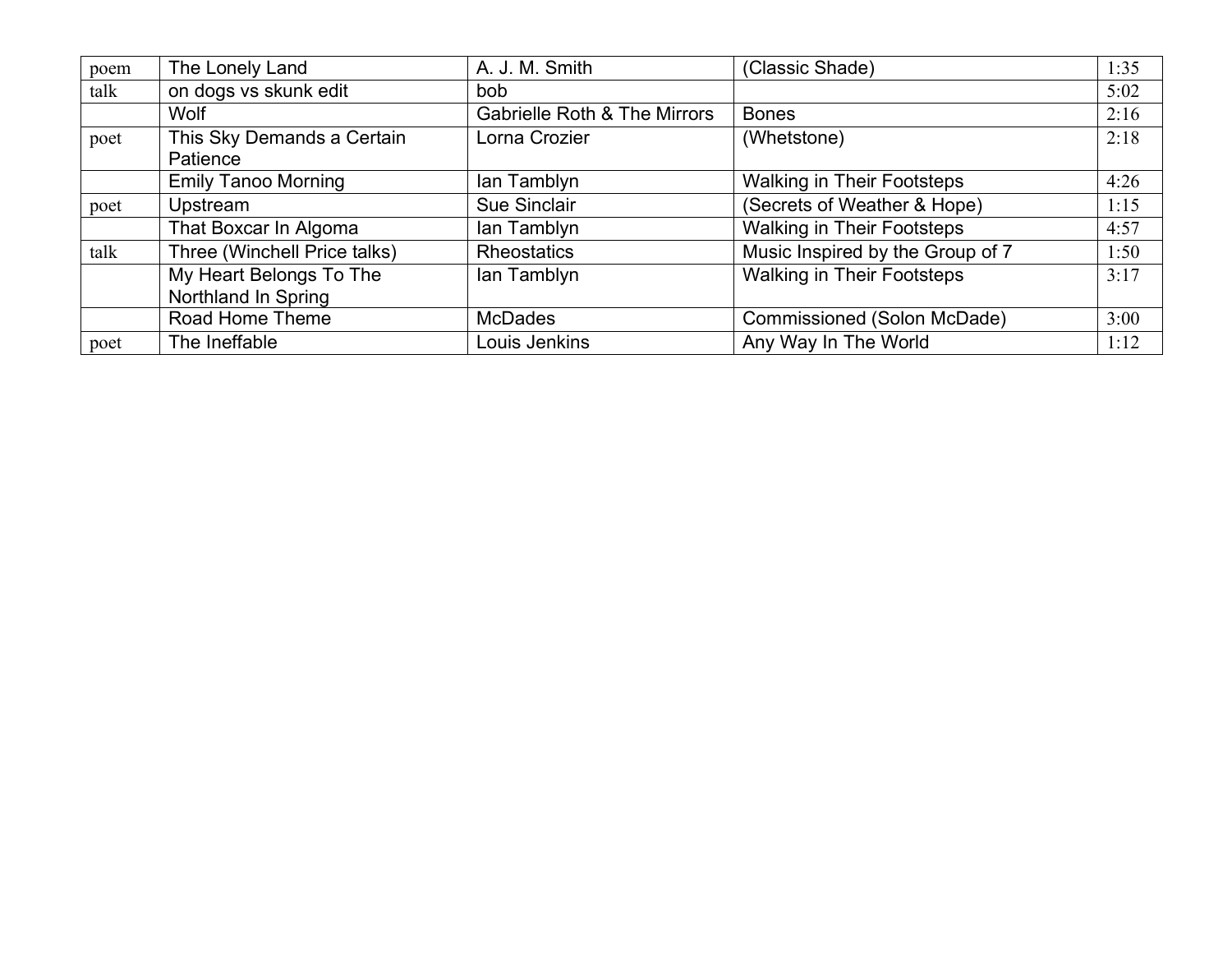| | | | | |
|---|---|---|---|---|
| poem | The Lonely Land | A. J. M. Smith | (Classic Shade) | 1:35 |
| talk | on dogs vs skunk edit | bob | | 5:02 |
| | Wolf | Gabrielle Roth & The Mirrors | Bones | 2:16 |
| poet | This Sky Demands a Certain Patience | Lorna Crozier | (Whetstone) | 2:18 |
| | Emily Tanoo Morning | Ian Tamblyn | Walking in Their Footsteps | 4:26 |
| poet | Upstream | Sue Sinclair | (Secrets of Weather & Hope) | 1:15 |
| | That Boxcar In Algoma | Ian Tamblyn | Walking in Their Footsteps | 4:57 |
| talk | Three (Winchell Price talks) | Rheostatics | Music Inspired by the Group of 7 | 1:50 |
| | My Heart Belongs To The Northland In Spring | Ian Tamblyn | Walking in Their Footsteps | 3:17 |
| | Road Home Theme | McDades | Commissioned (Solon McDade) | 3:00 |
| poet | The Ineffable | Louis Jenkins | Any Way In The World | 1:12 |